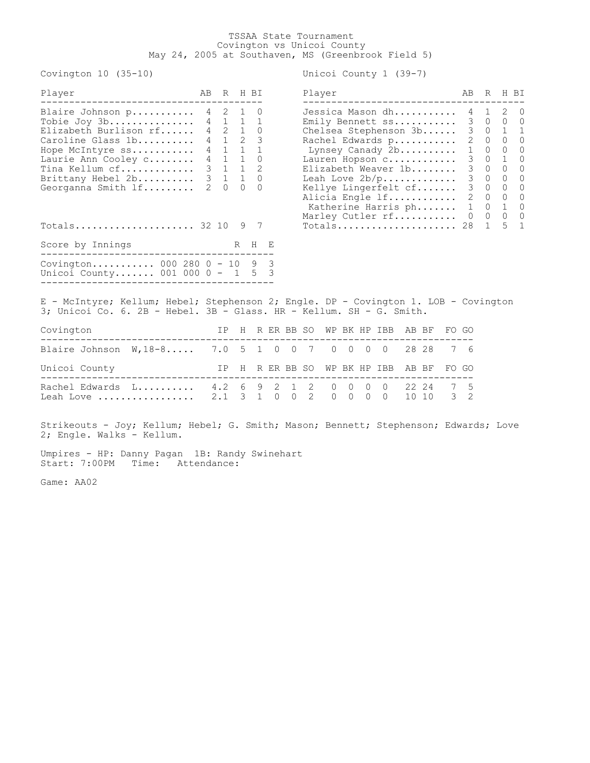# TSSAA State Tournament

## Covington vs Unicoi County

May 24, 2005 at Southaven, MS (Greenbrook Field 5)

### Covington 10 (35-10)

| Player | AB | R | H | BI |
|---|---|---|---|---|
| Blaire Johnson p | 4 | 2 | 1 | 0 |
| Tobie Joy 3b | 4 | 1 | 1 | 1 |
| Elizabeth Burlison rf | 4 | 2 | 1 | 0 |
| Caroline Glass 1b | 4 | 1 | 2 | 3 |
| Hope McIntyre ss | 4 | 1 | 1 | 1 |
| Laurie Ann Cooley c | 4 | 1 | 1 | 0 |
| Tina Kellum cf | 3 | 1 | 1 | 2 |
| Brittany Hebel 2b | 3 | 1 | 1 | 0 |
| Georganna Smith lf | 2 | 0 | 0 | 0 |
| Totals | 32 | 10 | 9 | 7 |

### Unicoi County 1 (39-7)

| Player | AB | R | H | BI |
|---|---|---|---|---|
| Jessica Mason dh | 4 | 1 | 2 | 0 |
| Emily Bennett ss | 3 | 0 | 0 | 0 |
| Chelsea Stephenson 3b | 3 | 0 | 1 | 1 |
| Rachel Edwards p | 2 | 0 | 0 | 0 |
| Lynsey Canady 2b | 1 | 0 | 0 | 0 |
| Lauren Hopson c | 3 | 0 | 1 | 0 |
| Elizabeth Weaver 1b | 3 | 0 | 0 | 0 |
| Leah Love 2b/p | 3 | 0 | 0 | 0 |
| Kellye Lingerfelt cf | 3 | 0 | 0 | 0 |
| Alicia Engle lf | 2 | 0 | 0 | 0 |
| Katherine Harris ph | 1 | 0 | 1 | 0 |
| Marley Cutler rf | 0 | 0 | 0 | 0 |
| Totals | 28 | 1 | 5 | 1 |

### Score by Innings

| Team | Innings | R | H | E |
|---|---|---|---|---|
| Covington | 000 280 0 | 10 | 9 | 3 |
| Unicoi County | 001 000 0 | 1 | 5 | 3 |

E - McIntyre; Kellum; Hebel; Stephenson 2; Engle. DP - Covington 1. LOB - Covington 3; Unicoi Co. 6. 2B - Hebel. 3B - Glass. HR - Kellum. SH - G. Smith.

| Covington | IP | H | R | ER | BB | SO | WP | BK | HP | IBB | AB | BF | FO | GO |
|---|---|---|---|---|---|---|---|---|---|---|---|---|---|---|
| Blaire Johnson W,18-8 | 7.0 | 5 | 1 | 0 | 0 | 7 | 0 | 0 | 0 | 0 | 28 | 28 | 7 | 6 |

| Unicoi County | IP | H | R | ER | BB | SO | WP | BK | HP | IBB | AB | BF | FO | GO |
|---|---|---|---|---|---|---|---|---|---|---|---|---|---|---|
| Rachel Edwards L | 4.2 | 6 | 9 | 2 | 1 | 2 | 0 | 0 | 0 | 0 | 22 | 24 | 7 | 5 |
| Leah Love | 2.1 | 3 | 1 | 0 | 0 | 2 | 0 | 0 | 0 | 0 | 10 | 10 | 3 | 2 |

Strikeouts - Joy; Kellum; Hebel; G. Smith; Mason; Bennett; Stephenson; Edwards; Love 2; Engle. Walks - Kellum.

Umpires - HP: Danny Pagan 1B: Randy Swinehart
Start: 7:00PM Time: Attendance:

Game: AA02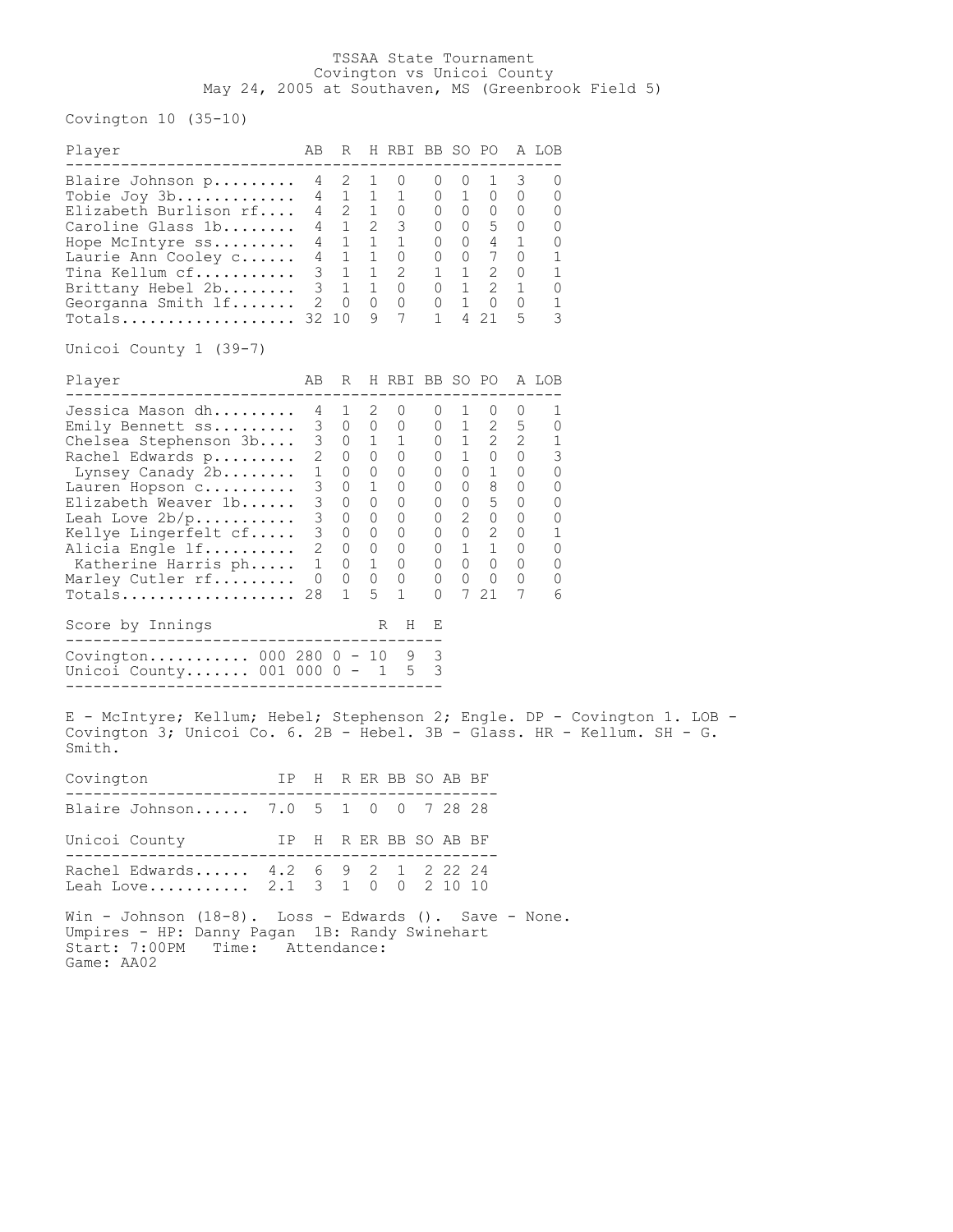# TSSAA State Tournament
## Covington vs Unicoi County
May 24, 2005 at Southaven, MS (Greenbrook Field 5)

**Covington 10 (35-10)**

| Player | AB | R | H | RBI | BB | SO | PO | A | LOB |
|---|---|---|---|---|---|---|---|---|---|
| Blaire Johnson p | 4 | 2 | 1 | 0 | 0 | 0 | 1 | 3 | 0 |
| Tobie Joy 3b | 4 | 1 | 1 | 1 | 0 | 1 | 0 | 0 | 0 |
| Elizabeth Burlison rf | 4 | 2 | 1 | 0 | 0 | 0 | 0 | 0 | 0 |
| Caroline Glass 1b | 4 | 1 | 2 | 3 | 0 | 0 | 5 | 0 | 0 |
| Hope McIntyre ss | 4 | 1 | 1 | 1 | 0 | 0 | 4 | 1 | 0 |
| Laurie Ann Cooley c | 4 | 1 | 1 | 0 | 0 | 0 | 7 | 0 | 1 |
| Tina Kellum cf | 3 | 1 | 1 | 2 | 1 | 1 | 2 | 0 | 1 |
| Brittany Hebel 2b | 3 | 1 | 1 | 0 | 0 | 1 | 2 | 1 | 0 |
| Georganna Smith lf | 2 | 0 | 0 | 0 | 0 | 1 | 0 | 0 | 1 |
| Totals | 32 | 10 | 9 | 7 | 1 | 4 | 21 | 5 | 3 |

**Unicoi County 1 (39-7)**

| Player | AB | R | H | RBI | BB | SO | PO | A | LOB |
|---|---|---|---|---|---|---|---|---|---|
| Jessica Mason dh | 4 | 1 | 2 | 0 | 0 | 1 | 0 | 0 | 1 |
| Emily Bennett ss | 3 | 0 | 0 | 0 | 0 | 1 | 2 | 5 | 0 |
| Chelsea Stephenson 3b | 3 | 0 | 1 | 1 | 0 | 1 | 2 | 2 | 1 |
| Rachel Edwards p | 2 | 0 | 0 | 0 | 0 | 1 | 0 | 0 | 3 |
| Lynsey Canady 2b | 1 | 0 | 0 | 0 | 0 | 0 | 1 | 0 | 0 |
| Lauren Hopson c | 3 | 0 | 1 | 0 | 0 | 0 | 8 | 0 | 0 |
| Elizabeth Weaver 1b | 3 | 0 | 0 | 0 | 0 | 0 | 5 | 0 | 0 |
| Leah Love 2b/p | 3 | 0 | 0 | 0 | 0 | 2 | 0 | 0 | 0 |
| Kellye Lingerfelt cf | 3 | 0 | 0 | 0 | 0 | 0 | 2 | 0 | 1 |
| Alicia Engle lf | 2 | 0 | 0 | 0 | 0 | 1 | 1 | 0 | 0 |
| Katherine Harris ph | 1 | 0 | 1 | 0 | 0 | 0 | 0 | 0 | 0 |
| Marley Cutler rf | 0 | 0 | 0 | 0 | 0 | 0 | 0 | 0 | 0 |
| Totals | 28 | 1 | 5 | 1 | 0 | 7 | 21 | 7 | 6 |

| Score by Innings | | R | H | E |
|---|---|---|---|---|
| Covington | 000 280 0 | 10 | 9 | 3 |
| Unicoi County | 001 000 0 | 1 | 5 | 3 |

E - McIntyre; Kellum; Hebel; Stephenson 2; Engle. DP - Covington 1. LOB - Covington 3; Unicoi Co. 6. 2B - Hebel. 3B - Glass. HR - Kellum. SH - G. Smith.

| Covington | IP | H | R | ER | BB | SO | AB | BF |
|---|---|---|---|---|---|---|---|---|
| Blaire Johnson | 7.0 | 5 | 1 | 0 | 0 | 7 | 28 | 28 |

| Unicoi County | IP | H | R | ER | BB | SO | AB | BF |
|---|---|---|---|---|---|---|---|---|
| Rachel Edwards | 4.2 | 6 | 9 | 2 | 1 | 2 | 22 | 24 |
| Leah Love | 2.1 | 3 | 1 | 0 | 0 | 2 | 10 | 10 |

Win - Johnson (18-8). Loss - Edwards (). Save - None.
Umpires - HP: Danny Pagan 1B: Randy Swinehart
Start: 7:00PM Time: Attendance:
Game: AA02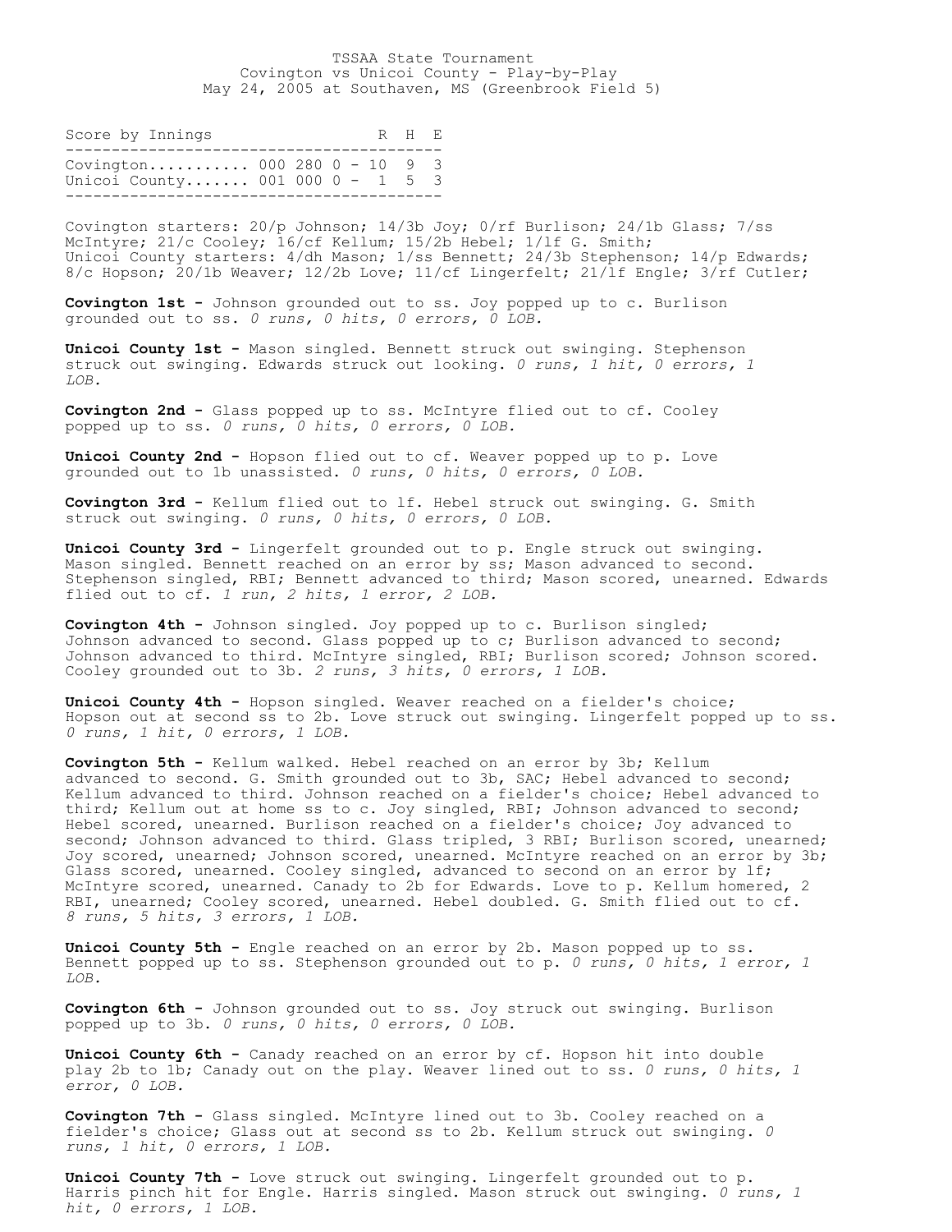TSSAA State Tournament
Covington vs Unicoi County - Play-by-Play
May 24, 2005 at Southaven, MS (Greenbrook Field 5)

| Score by Innings | | R | H | E |
|---|---|---|---|---|
| Covington | 000 280 0 | 10 | 9 | 3 |
| Unicoi County | 001 000 0 | 1 | 5 | 3 |

Covington starters: 20/p Johnson; 14/3b Joy; 0/rf Burlison; 24/1b Glass; 7/ss McIntyre; 21/c Cooley; 16/cf Kellum; 15/2b Hebel; 1/lf G. Smith;
Unicoi County starters: 4/dh Mason; 1/ss Bennett; 24/3b Stephenson; 14/p Edwards; 8/c Hopson; 20/1b Weaver; 12/2b Love; 11/cf Lingerfelt; 21/lf Engle; 3/rf Cutler;

**Covington 1st -** Johnson grounded out to ss. Joy popped up to c. Burlison grounded out to ss. *0 runs, 0 hits, 0 errors, 0 LOB.*

**Unicoi County 1st -** Mason singled. Bennett struck out swinging. Stephenson struck out swinging. Edwards struck out looking. *0 runs, 1 hit, 0 errors, 1 LOB.*

**Covington 2nd -** Glass popped up to ss. McIntyre flied out to cf. Cooley popped up to ss. *0 runs, 0 hits, 0 errors, 0 LOB.*

**Unicoi County 2nd -** Hopson flied out to cf. Weaver popped up to p. Love grounded out to 1b unassisted. *0 runs, 0 hits, 0 errors, 0 LOB.*

**Covington 3rd -** Kellum flied out to lf. Hebel struck out swinging. G. Smith struck out swinging. *0 runs, 0 hits, 0 errors, 0 LOB.*

**Unicoi County 3rd -** Lingerfelt grounded out to p. Engle struck out swinging. Mason singled. Bennett reached on an error by ss; Mason advanced to second. Stephenson singled, RBI; Bennett advanced to third; Mason scored, unearned. Edwards flied out to cf. *1 run, 2 hits, 1 error, 2 LOB.*

**Covington 4th -** Johnson singled. Joy popped up to c. Burlison singled; Johnson advanced to second. Glass popped up to c; Burlison advanced to second; Johnson advanced to third. McIntyre singled, RBI; Burlison scored; Johnson scored. Cooley grounded out to 3b. *2 runs, 3 hits, 0 errors, 1 LOB.*

**Unicoi County 4th -** Hopson singled. Weaver reached on a fielder's choice; Hopson out at second ss to 2b. Love struck out swinging. Lingerfelt popped up to ss. *0 runs, 1 hit, 0 errors, 1 LOB.*

**Covington 5th -** Kellum walked. Hebel reached on an error by 3b; Kellum advanced to second. G. Smith grounded out to 3b, SAC; Hebel advanced to second; Kellum advanced to third. Johnson reached on a fielder's choice; Hebel advanced to third; Kellum out at home ss to c. Joy singled, RBI; Johnson advanced to second; Hebel scored, unearned. Burlison reached on a fielder's choice; Joy advanced to second; Johnson advanced to third. Glass tripled, 3 RBI; Burlison scored, unearned; Joy scored, unearned; Johnson scored, unearned. McIntyre reached on an error by 3b; Glass scored, unearned. Cooley singled, advanced to second on an error by lf; McIntyre scored, unearned. Canady to 2b for Edwards. Love to p. Kellum homered, 2 RBI, unearned; Cooley scored, unearned. Hebel doubled. G. Smith flied out to cf. *8 runs, 5 hits, 3 errors, 1 LOB.*

**Unicoi County 5th -** Engle reached on an error by 2b. Mason popped up to ss. Bennett popped up to ss. Stephenson grounded out to p. *0 runs, 0 hits, 1 error, 1 LOB.*

**Covington 6th -** Johnson grounded out to ss. Joy struck out swinging. Burlison popped up to 3b. *0 runs, 0 hits, 0 errors, 0 LOB.*

**Unicoi County 6th -** Canady reached on an error by cf. Hopson hit into double play 2b to 1b; Canady out on the play. Weaver lined out to ss. *0 runs, 0 hits, 1 error, 0 LOB.*

**Covington 7th -** Glass singled. McIntyre lined out to 3b. Cooley reached on a fielder's choice; Glass out at second ss to 2b. Kellum struck out swinging. *0 runs, 1 hit, 0 errors, 1 LOB.*

**Unicoi County 7th -** Love struck out swinging. Lingerfelt grounded out to p. Harris pinch hit for Engle. Harris singled. Mason struck out swinging. *0 runs, 1 hit, 0 errors, 1 LOB.*